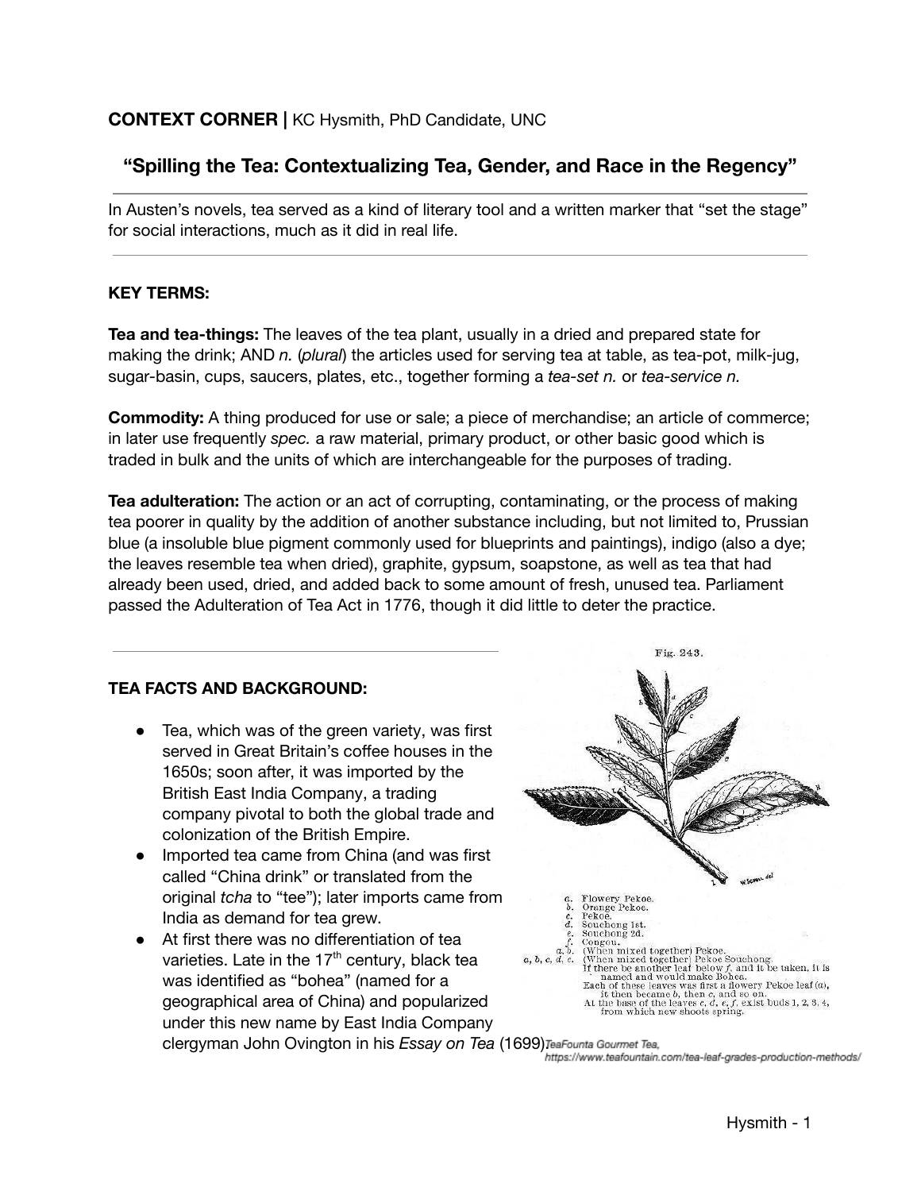**CONTEXT CORNER |** KC Hysmith, PhD Candidate, UNC

## "Spilling the Tea: Contextualizing Tea, Gender, and Race in the Regency"

---

In Austen's novels, tea served as a kind of literary tool and a written marker that "set the stage" for social interactions, much as it did in real life.

---

### KEY TERMS:

**Tea and tea-things:** The leaves of the tea plant, usually in a dried and prepared state for making the drink; AND *n.* (*plural*) the articles used for serving tea at table, as tea-pot, milk-jug, sugar-basin, cups, saucers, plates, etc., together forming a *tea-set n.* or *tea-service n.*

**Commodity:** A thing produced for use or sale; a piece of merchandise; an article of commerce; in later use frequently *spec.* a raw material, primary product, or other basic good which is traded in bulk and the units of which are interchangeable for the purposes of trading.

**Tea adulteration:** The action or an act of corrupting, contaminating, or the process of making tea poorer in quality by the addition of another substance including, but not limited to, Prussian blue (a insoluble blue pigment commonly used for blueprints and paintings), indigo (also a dye; the leaves resemble tea when dried), graphite, gypsum, soapstone, as well as tea that had already been used, dried, and added back to some amount of fresh, unused tea. Parliament passed the Adulteration of Tea Act in 1776, though it did little to deter the practice.

---

### TEA FACTS AND BACKGROUND:

- Tea, which was of the green variety, was first served in Great Britain's coffee houses in the 1650s; soon after, it was imported by the British East India Company, a trading company pivotal to both the global trade and colonization of the British Empire.
- Imported tea came from China (and was first called "China drink" or translated from the original *tcha* to "tee"); later imports came from India as demand for tea grew.
- At first there was no differentiation of tea varieties. Late in the 17th century, black tea was identified as "bohea" (named for a geographical area of China) and popularized under this new name by East India Company clergyman John Ovington in his *Essay on Tea* (1699).

TeaFounta Gourmet Tea, https://www.teafountain.com/tea-leaf-grades-production-methods/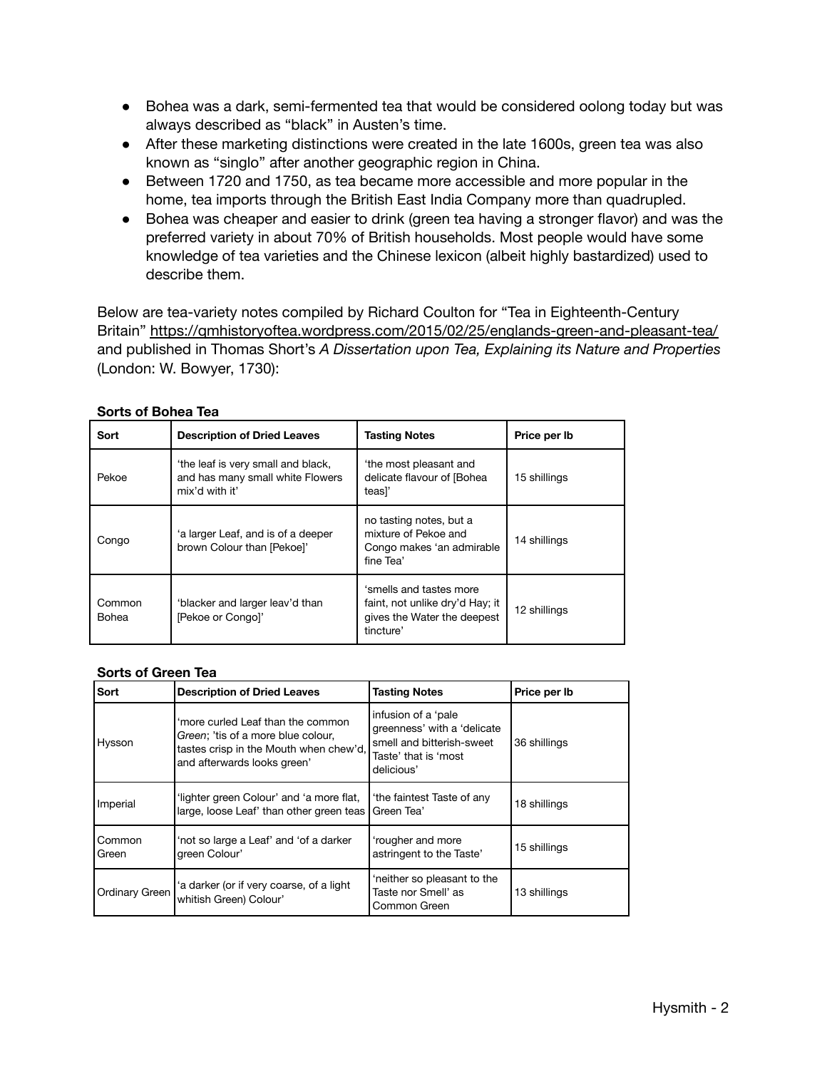- Bohea was a dark, semi-fermented tea that would be considered oolong today but was always described as "black" in Austen's time.
- After these marketing distinctions were created in the late 1600s, green tea was also known as "singlo" after another geographic region in China.
- Between 1720 and 1750, as tea became more accessible and more popular in the home, tea imports through the British East India Company more than quadrupled.
- Bohea was cheaper and easier to drink (green tea having a stronger flavor) and was the preferred variety in about 70% of British households. Most people would have some knowledge of tea varieties and the Chinese lexicon (albeit highly bastardized) used to describe them.

Below are tea-variety notes compiled by Richard Coulton for "Tea in Eighteenth-Century Britain" https://qmhistoryoftea.wordpress.com/2015/02/25/englands-green-and-pleasant-tea/ and published in Thomas Short's *A Dissertation upon Tea, Explaining its Nature and Properties* (London: W. Bowyer, 1730):

**Sorts of Bohea Tea**

| Sort | Description of Dried Leaves | Tasting Notes | Price per lb |
|---|---|---|---|
| Pekoe | 'the leaf is very small and black, and has many small white Flowers mix'd with it' | 'the most pleasant and delicate flavour of [Bohea teas]' | 15 shillings |
| Congo | 'a larger Leaf, and is of a deeper brown Colour than [Pekoe]' | no tasting notes, but a mixture of Pekoe and Congo makes 'an admirable fine Tea' | 14 shillings |
| Common Bohea | 'blacker and larger leav'd than [Pekoe or Congo]' | 'smells and tastes more faint, not unlike dry'd Hay; it gives the Water the deepest tincture' | 12 shillings |

**Sorts of Green Tea**

| Sort | Description of Dried Leaves | Tasting Notes | Price per lb |
|---|---|---|---|
| Hysson | 'more curled Leaf than the common *Green*; 'tis of a more blue colour, tastes crisp in the Mouth when chew'd, and afterwards looks green' | infusion of a 'pale greenness' with a 'delicate smell and bitterish-sweet Taste' that is 'most delicious' | 36 shillings |
| Imperial | 'lighter green Colour' and 'a more flat, large, loose Leaf' than other green teas | 'the faintest Taste of any Green Tea' | 18 shillings |
| Common Green | 'not so large a Leaf' and 'of a darker green Colour' | 'rougher and more astringent to the Taste' | 15 shillings |
| Ordinary Green | 'a darker (or if very coarse, of a light whitish Green) Colour' | 'neither so pleasant to the Taste nor Smell' as Common Green | 13 shillings |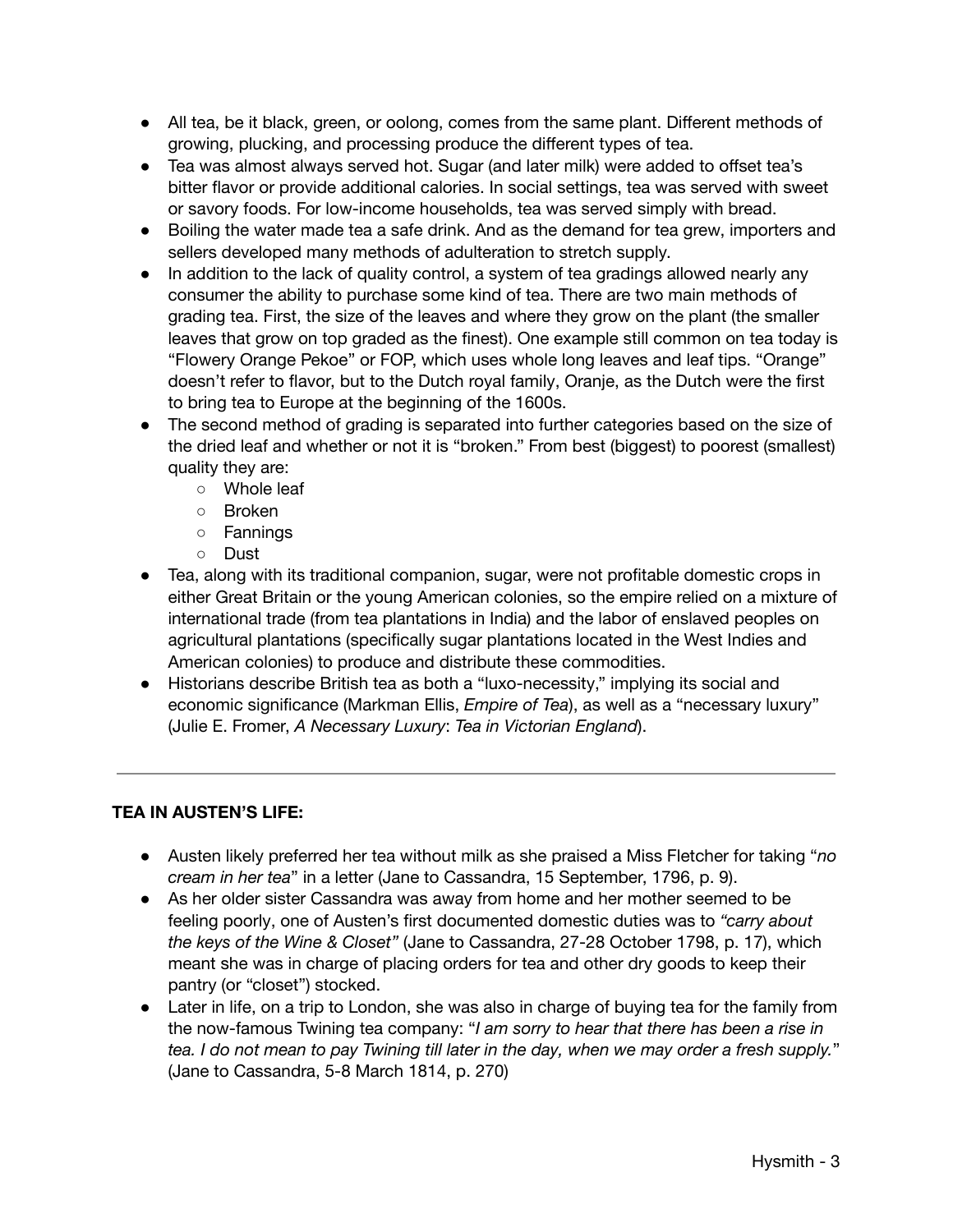- All tea, be it black, green, or oolong, comes from the same plant. Different methods of growing, plucking, and processing produce the different types of tea.
- Tea was almost always served hot. Sugar (and later milk) were added to offset tea's bitter flavor or provide additional calories. In social settings, tea was served with sweet or savory foods. For low-income households, tea was served simply with bread.
- Boiling the water made tea a safe drink. And as the demand for tea grew, importers and sellers developed many methods of adulteration to stretch supply.
- In addition to the lack of quality control, a system of tea gradings allowed nearly any consumer the ability to purchase some kind of tea. There are two main methods of grading tea. First, the size of the leaves and where they grow on the plant (the smaller leaves that grow on top graded as the finest). One example still common on tea today is "Flowery Orange Pekoe" or FOP, which uses whole long leaves and leaf tips. "Orange" doesn't refer to flavor, but to the Dutch royal family, Oranje, as the Dutch were the first to bring tea to Europe at the beginning of the 1600s.
- The second method of grading is separated into further categories based on the size of the dried leaf and whether or not it is "broken." From best (biggest) to poorest (smallest) quality they are:
  - Whole leaf
  - Broken
  - Fannings
  - Dust
- Tea, along with its traditional companion, sugar, were not profitable domestic crops in either Great Britain or the young American colonies, so the empire relied on a mixture of international trade (from tea plantations in India) and the labor of enslaved peoples on agricultural plantations (specifically sugar plantations located in the West Indies and American colonies) to produce and distribute these commodities.
- Historians describe British tea as both a "luxo-necessity," implying its social and economic significance (Markman Ellis, *Empire of Tea*), as well as a "necessary luxury" (Julie E. Fromer, *A Necessary Luxury*: *Tea in Victorian England*).

---

**TEA IN AUSTEN'S LIFE:**

- Austen likely preferred her tea without milk as she praised a Miss Fletcher for taking "*no cream in her tea*" in a letter (Jane to Cassandra, 15 September, 1796, p. 9).
- As her older sister Cassandra was away from home and her mother seemed to be feeling poorly, one of Austen's first documented domestic duties was to *"carry about the keys of the Wine & Closet"* (Jane to Cassandra, 27-28 October 1798, p. 17), which meant she was in charge of placing orders for tea and other dry goods to keep their pantry (or "closet") stocked.
- Later in life, on a trip to London, she was also in charge of buying tea for the family from the now-famous Twining tea company: "*I am sorry to hear that there has been a rise in tea. I do not mean to pay Twining till later in the day, when we may order a fresh supply.*" (Jane to Cassandra, 5-8 March 1814, p. 270)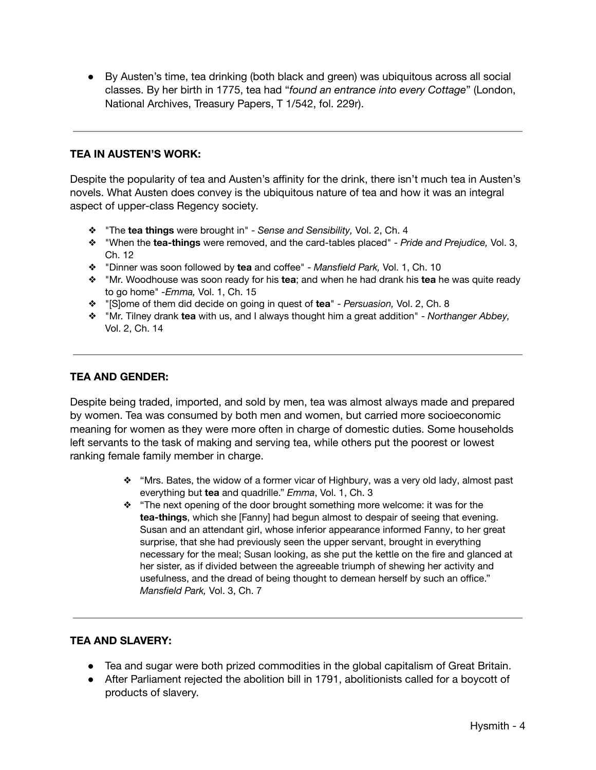- By Austen's time, tea drinking (both black and green) was ubiquitous across all social classes. By her birth in 1775, tea had "*found an entrance into every Cottage*" (London, National Archives, Treasury Papers, T 1/542, fol. 229r).

---

**TEA IN AUSTEN'S WORK:**

Despite the popularity of tea and Austen's affinity for the drink, there isn't much tea in Austen's novels. What Austen does convey is the ubiquitous nature of tea and how it was an integral aspect of upper-class Regency society.

- "The **tea things** were brought in" - *Sense and Sensibility,* Vol. 2, Ch. 4
- "When the **tea-things** were removed, and the card-tables placed" - *Pride and Prejudice,* Vol. 3, Ch. 12
- "Dinner was soon followed by **tea** and coffee" - *Mansfield Park,* Vol. 1, Ch. 10
- "Mr. Woodhouse was soon ready for his **tea**; and when he had drank his **tea** he was quite ready to go home" -*Emma,* Vol. 1, Ch. 15
- "[S]ome of them did decide on going in quest of **tea**" - *Persuasion,* Vol. 2, Ch. 8
- "Mr. Tilney drank **tea** with us, and I always thought him a great addition" - *Northanger Abbey,* Vol. 2, Ch. 14

---

**TEA AND GENDER:**

Despite being traded, imported, and sold by men, tea was almost always made and prepared by women. Tea was consumed by both men and women, but carried more socioeconomic meaning for women as they were more often in charge of domestic duties. Some households left servants to the task of making and serving tea, while others put the poorest or lowest ranking female family member in charge.

- "Mrs. Bates, the widow of a former vicar of Highbury, was a very old lady, almost past everything but **tea** and quadrille." *Emma*, Vol. 1, Ch. 3
- "The next opening of the door brought something more welcome: it was for the **tea-things**, which she [Fanny] had begun almost to despair of seeing that evening. Susan and an attendant girl, whose inferior appearance informed Fanny, to her great surprise, that she had previously seen the upper servant, brought in everything necessary for the meal; Susan looking, as she put the kettle on the fire and glanced at her sister, as if divided between the agreeable triumph of shewing her activity and usefulness, and the dread of being thought to demean herself by such an office." *Mansfield Park,* Vol. 3, Ch. 7

---

**TEA AND SLAVERY:**

- Tea and sugar were both prized commodities in the global capitalism of Great Britain.
- After Parliament rejected the abolition bill in 1791, abolitionists called for a boycott of products of slavery.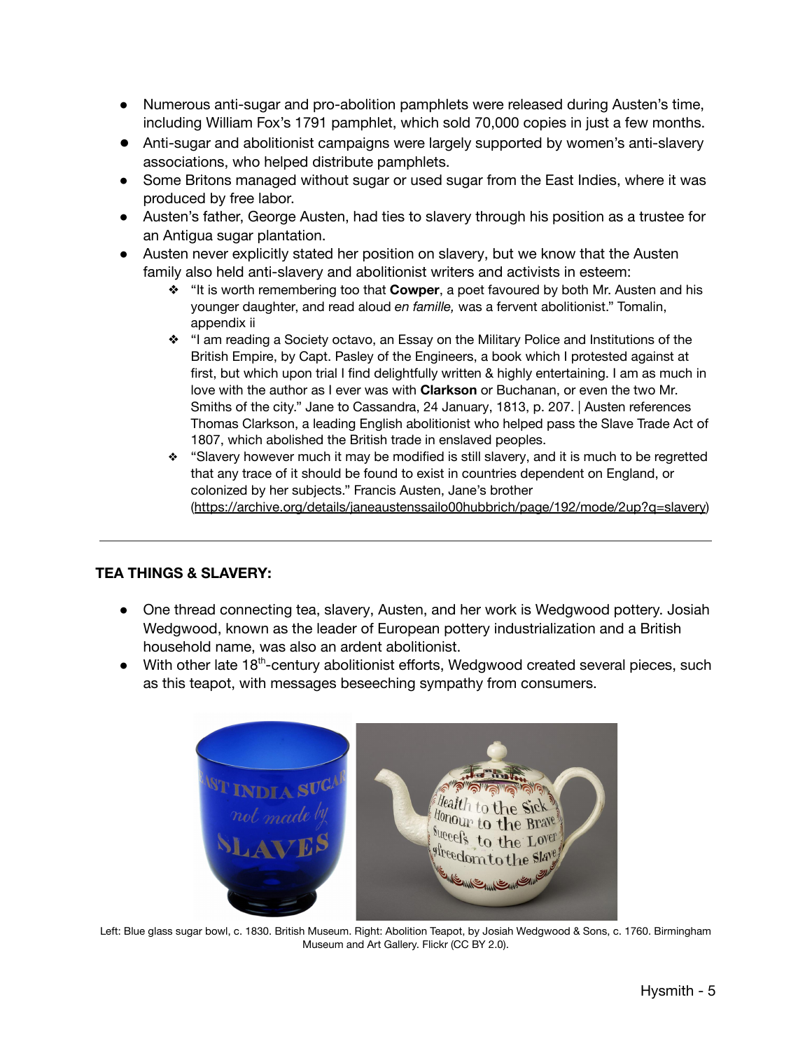- Numerous anti-sugar and pro-abolition pamphlets were released during Austen's time, including William Fox's 1791 pamphlet, which sold 70,000 copies in just a few months.
- Anti-sugar and abolitionist campaigns were largely supported by women's anti-slavery associations, who helped distribute pamphlets.
- Some Britons managed without sugar or used sugar from the East Indies, where it was produced by free labor.
- Austen's father, George Austen, had ties to slavery through his position as a trustee for an Antigua sugar plantation.
- Austen never explicitly stated her position on slavery, but we know that the Austen family also held anti-slavery and abolitionist writers and activists in esteem:
  - "It is worth remembering too that **Cowper**, a poet favoured by both Mr. Austen and his younger daughter, and read aloud *en famille,* was a fervent abolitionist." Tomalin, appendix ii
  - "I am reading a Society octavo, an Essay on the Military Police and Institutions of the British Empire, by Capt. Pasley of the Engineers, a book which I protested against at first, but which upon trial I find delightfully written & highly entertaining. I am as much in love with the author as I ever was with **Clarkson** or Buchanan, or even the two Mr. Smiths of the city." Jane to Cassandra, 24 January, 1813, p. 207. | Austen references Thomas Clarkson, a leading English abolitionist who helped pass the Slave Trade Act of 1807, which abolished the British trade in enslaved peoples.
  - "Slavery however much it may be modified is still slavery, and it is much to be regretted that any trace of it should be found to exist in countries dependent on England, or colonized by her subjects." Francis Austen, Jane's brother (https://archive.org/details/janeaustenssailo00hubbrich/page/192/mode/2up?q=slavery)

---

**TEA THINGS & SLAVERY:**

- One thread connecting tea, slavery, Austen, and her work is Wedgwood pottery. Josiah Wedgwood, known as the leader of European pottery industrialization and a British household name, was also an ardent abolitionist.
- With other late 18th-century abolitionist efforts, Wedgwood created several pieces, such as this teapot, with messages beseeching sympathy from consumers.

Left: Blue glass sugar bowl, c. 1830. British Museum. Right: Abolition Teapot, by Josiah Wedgwood & Sons, c. 1760. Birmingham Museum and Art Gallery. Flickr (CC BY 2.0).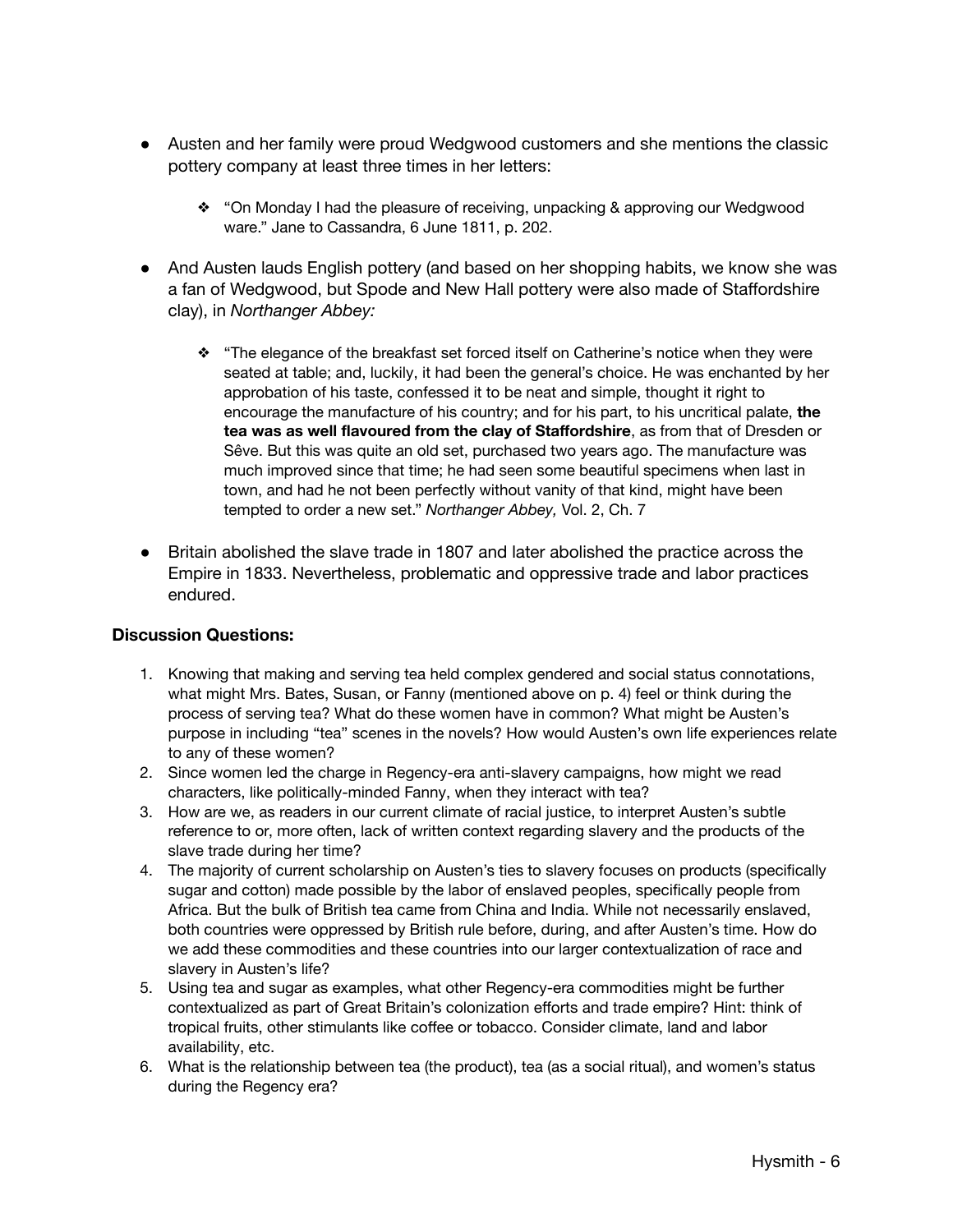- Austen and her family were proud Wedgwood customers and she mentions the classic pottery company at least three times in her letters:

    - "On Monday I had the pleasure of receiving, unpacking & approving our Wedgwood ware." Jane to Cassandra, 6 June 1811, p. 202.

- And Austen lauds English pottery (and based on her shopping habits, we know she was a fan of Wedgwood, but Spode and New Hall pottery were also made of Staffordshire clay), in *Northanger Abbey:*

    - "The elegance of the breakfast set forced itself on Catherine's notice when they were seated at table; and, luckily, it had been the general's choice. He was enchanted by her approbation of his taste, confessed it to be neat and simple, thought it right to encourage the manufacture of his country; and for his part, to his uncritical palate, **the tea was as well flavoured from the clay of Staffordshire**, as from that of Dresden or Sêve. But this was quite an old set, purchased two years ago. The manufacture was much improved since that time; he had seen some beautiful specimens when last in town, and had he not been perfectly without vanity of that kind, might have been tempted to order a new set." *Northanger Abbey,* Vol. 2, Ch. 7

- Britain abolished the slave trade in 1807 and later abolished the practice across the Empire in 1833. Nevertheless, problematic and oppressive trade and labor practices endured.

**Discussion Questions:**

1. Knowing that making and serving tea held complex gendered and social status connotations, what might Mrs. Bates, Susan, or Fanny (mentioned above on p. 4) feel or think during the process of serving tea? What do these women have in common? What might be Austen's purpose in including "tea" scenes in the novels? How would Austen's own life experiences relate to any of these women?
2. Since women led the charge in Regency-era anti-slavery campaigns, how might we read characters, like politically-minded Fanny, when they interact with tea?
3. How are we, as readers in our current climate of racial justice, to interpret Austen's subtle reference to or, more often, lack of written context regarding slavery and the products of the slave trade during her time?
4. The majority of current scholarship on Austen's ties to slavery focuses on products (specifically sugar and cotton) made possible by the labor of enslaved peoples, specifically people from Africa. But the bulk of British tea came from China and India. While not necessarily enslaved, both countries were oppressed by British rule before, during, and after Austen's time. How do we add these commodities and these countries into our larger contextualization of race and slavery in Austen's life?
5. Using tea and sugar as examples, what other Regency-era commodities might be further contextualized as part of Great Britain's colonization efforts and trade empire? Hint: think of tropical fruits, other stimulants like coffee or tobacco. Consider climate, land and labor availability, etc.
6. What is the relationship between tea (the product), tea (as a social ritual), and women's status during the Regency era?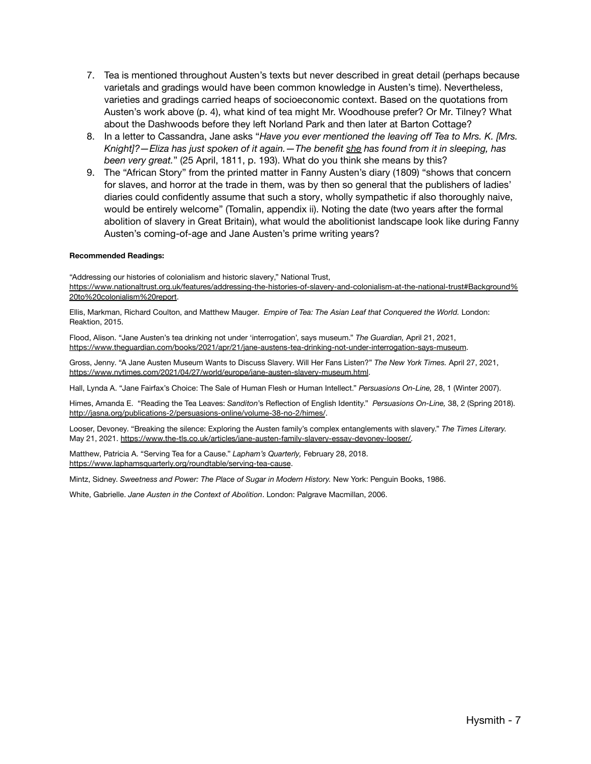7. Tea is mentioned throughout Austen's texts but never described in great detail (perhaps because varietals and gradings would have been common knowledge in Austen's time). Nevertheless, varieties and gradings carried heaps of socioeconomic context. Based on the quotations from Austen's work above (p. 4), what kind of tea might Mr. Woodhouse prefer? Or Mr. Tilney? What about the Dashwoods before they left Norland Park and then later at Barton Cottage?
8. In a letter to Cassandra, Jane asks "*Have you ever mentioned the leaving off Tea to Mrs. K. [Mrs. Knight]?—Eliza has just spoken of it again.—The benefit she has found from it in sleeping, has been very great.*" (25 April, 1811, p. 193). What do you think she means by this?
9. The "African Story" from the printed matter in Fanny Austen's diary (1809) "shows that concern for slaves, and horror at the trade in them, was by then so general that the publishers of ladies' diaries could confidently assume that such a story, wholly sympathetic if also thoroughly naive, would be entirely welcome" (Tomalin, appendix ii). Noting the date (two years after the formal abolition of slavery in Great Britain), what would the abolitionist landscape look like during Fanny Austen's coming-of-age and Jane Austen's prime writing years?

**Recommended Readings:**

"Addressing our histories of colonialism and historic slavery," National Trust, https://www.nationaltrust.org.uk/features/addressing-the-histories-of-slavery-and-colonialism-at-the-national-trust#Background%20to%20colonialism%20report.

Ellis, Markman, Richard Coulton, and Matthew Mauger. *Empire of Tea: The Asian Leaf that Conquered the World.* London: Reaktion, 2015.

Flood, Alison. "Jane Austen's tea drinking not under 'interrogation', says museum." *The Guardian,* April 21, 2021, https://www.theguardian.com/books/2021/apr/21/jane-austens-tea-drinking-not-under-interrogation-says-museum.

Gross, Jenny. "A Jane Austen Museum Wants to Discuss Slavery. Will Her Fans Listen?" *The New York Times.* April 27, 2021, https://www.nytimes.com/2021/04/27/world/europe/jane-austen-slavery-museum.html.

Hall, Lynda A. "Jane Fairfax's Choice: The Sale of Human Flesh or Human Intellect." *Persuasions On-Line,* 28, 1 (Winter 2007).

Himes, Amanda E. "Reading the Tea Leaves: *Sanditon*'s Reflection of English Identity." *Persuasions On-Line,* 38, 2 (Spring 2018). http://jasna.org/publications-2/persuasions-online/volume-38-no-2/himes/.

Looser, Devoney. "Breaking the silence: Exploring the Austen family's complex entanglements with slavery." *The Times Literary.* May 21, 2021. https://www.the-tls.co.uk/articles/jane-austen-family-slavery-essay-devoney-looser/.

Matthew, Patricia A. "Serving Tea for a Cause." *Lapham's Quarterly,* February 28, 2018. https://www.laphamsquarterly.org/roundtable/serving-tea-cause.

Mintz, Sidney. *Sweetness and Power: The Place of Sugar in Modern History.* New York: Penguin Books, 1986.

White, Gabrielle. *Jane Austen in the Context of Abolition*. London: Palgrave Macmillan, 2006.